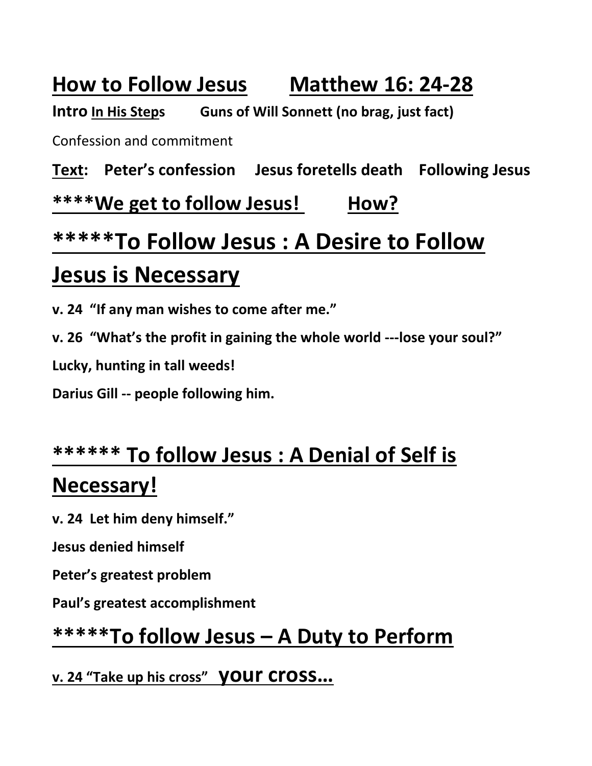# How to Follow Jesus Matthew 16: 24-28

**Intro** **In His Steps** **Guns of Will Sonnett (no brag, just fact)**

Confession and commitment

**Text: Peter's confession Jesus foretells death Following Jesus**

## ****We get to follow Jesus! How?

# *****To Follow Jesus : A Desire to Follow Jesus is Necessary

**v. 24 "If any man wishes to come after me."**

**v. 26 "What's the profit in gaining the whole world ---lose your soul?"**

**Lucky, hunting in tall weeds!**

**Darius Gill -- people following him.**

# ****** To follow Jesus : A Denial of Self is Necessary!

**v. 24 Let him deny himself."**

**Jesus denied himself**

**Peter's greatest problem**

**Paul's greatest accomplishment**

# *****To follow Jesus – A Duty to Perform

**v. 24 "Take up his cross" your cross...**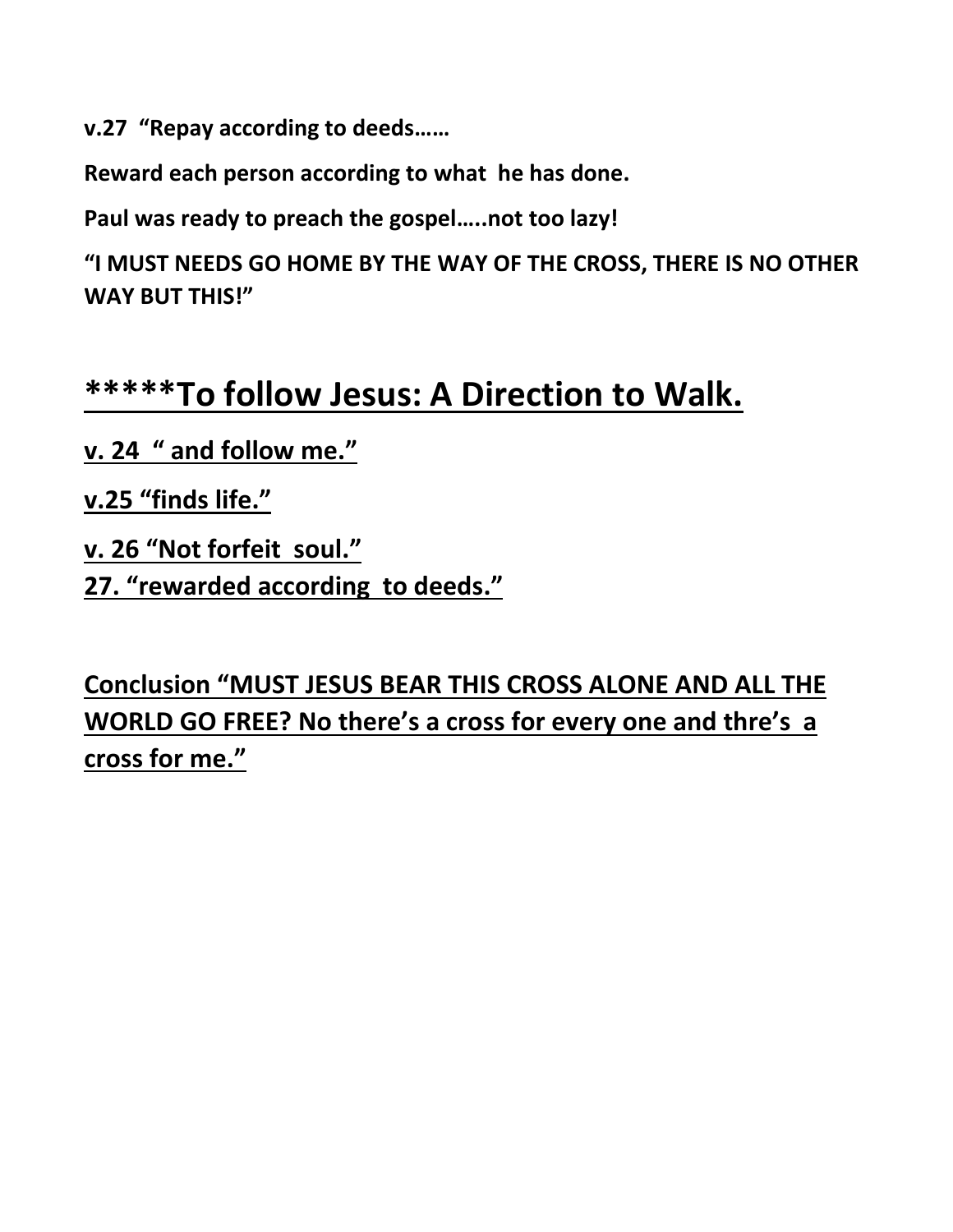**v.27 "Repay according to deeds……**

**Reward each person according to what he has done.**

**Paul was ready to preach the gospel…..not too lazy!**

**"I MUST NEEDS GO HOME BY THE WAY OF THE CROSS, THERE IS NO OTHER WAY BUT THIS!"**

## <u>*****To follow Jesus: A Direction to Walk.</u>

**<u>v. 24 " and follow me."</u>**

**<u>v.25 "finds life."</u>**

**<u>v. 26 "Not forfeit soul."</u>**
**<u>27. "rewarded according to deeds."</u>**

### <u>Conclusion "MUST JESUS BEAR THIS CROSS ALONE AND ALL THE WORLD GO FREE? No there's a cross for every one and thre's a cross for me."</u>